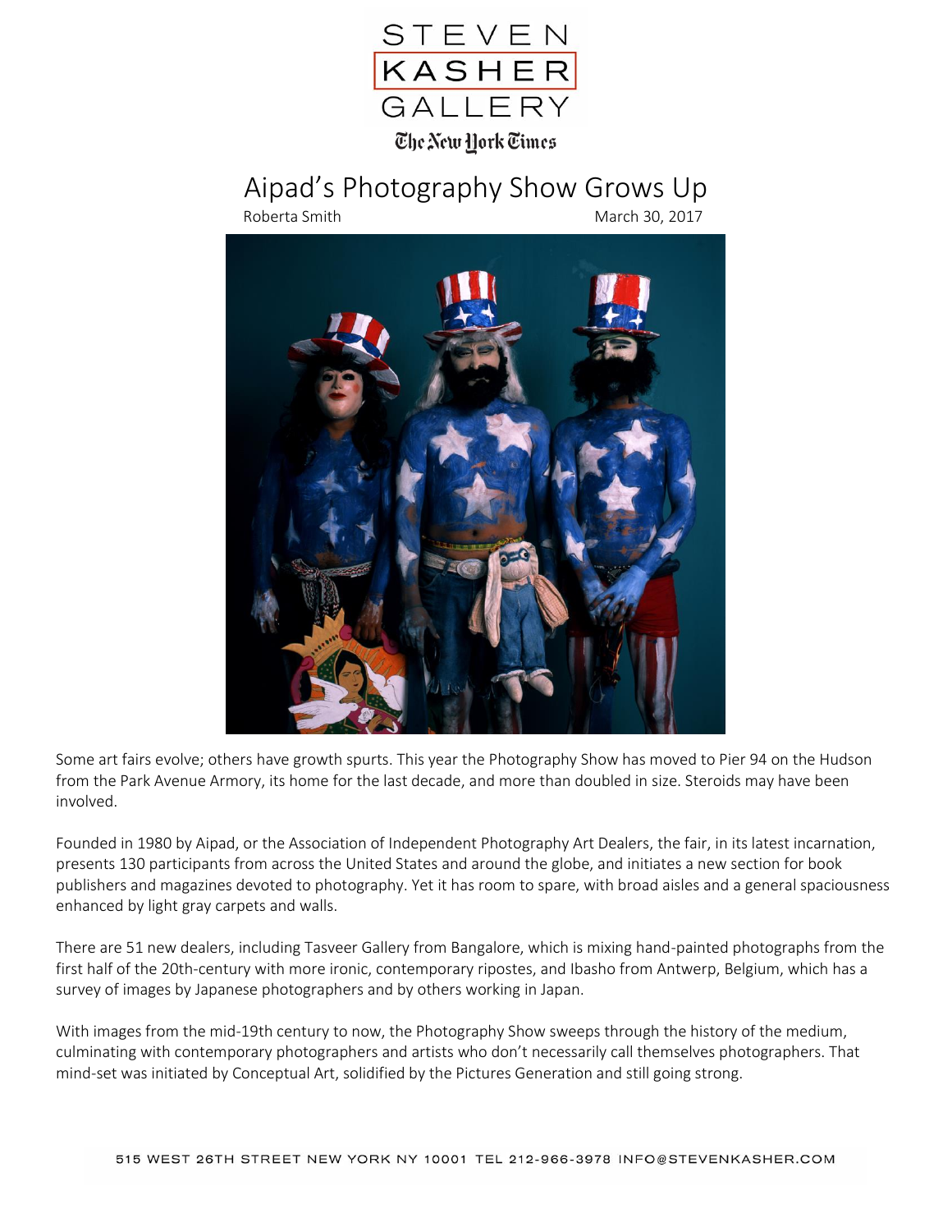STEVEN KASHER GALLERY

The New York Times

# Aipad's Photography Show Grows Up

Roberta Smith

March 30, 2017

Some art fairs evolve; others have growth spurts. This year the Photography Show has moved to Pier 94 on the Hudson from the Park Avenue Armory, its home for the last decade, and more than doubled in size. Steroids may have been involved.

Founded in 1980 by Aipad, or the Association of Independent Photography Art Dealers, the fair, in its latest incarnation, presents 130 participants from across the United States and around the globe, and initiates a new section for book publishers and magazines devoted to photography. Yet it has room to spare, with broad aisles and a general spaciousness enhanced by light gray carpets and walls.

There are 51 new dealers, including Tasveer Gallery from Bangalore, which is mixing hand-painted photographs from the first half of the 20th-century with more ironic, contemporary ripostes, and Ibasho from Antwerp, Belgium, which has a survey of images by Japanese photographers and by others working in Japan.

With images from the mid-19th century to now, the Photography Show sweeps through the history of the medium, culminating with contemporary photographers and artists who don't necessarily call themselves photographers. That mind-set was initiated by Conceptual Art, solidified by the Pictures Generation and still going strong.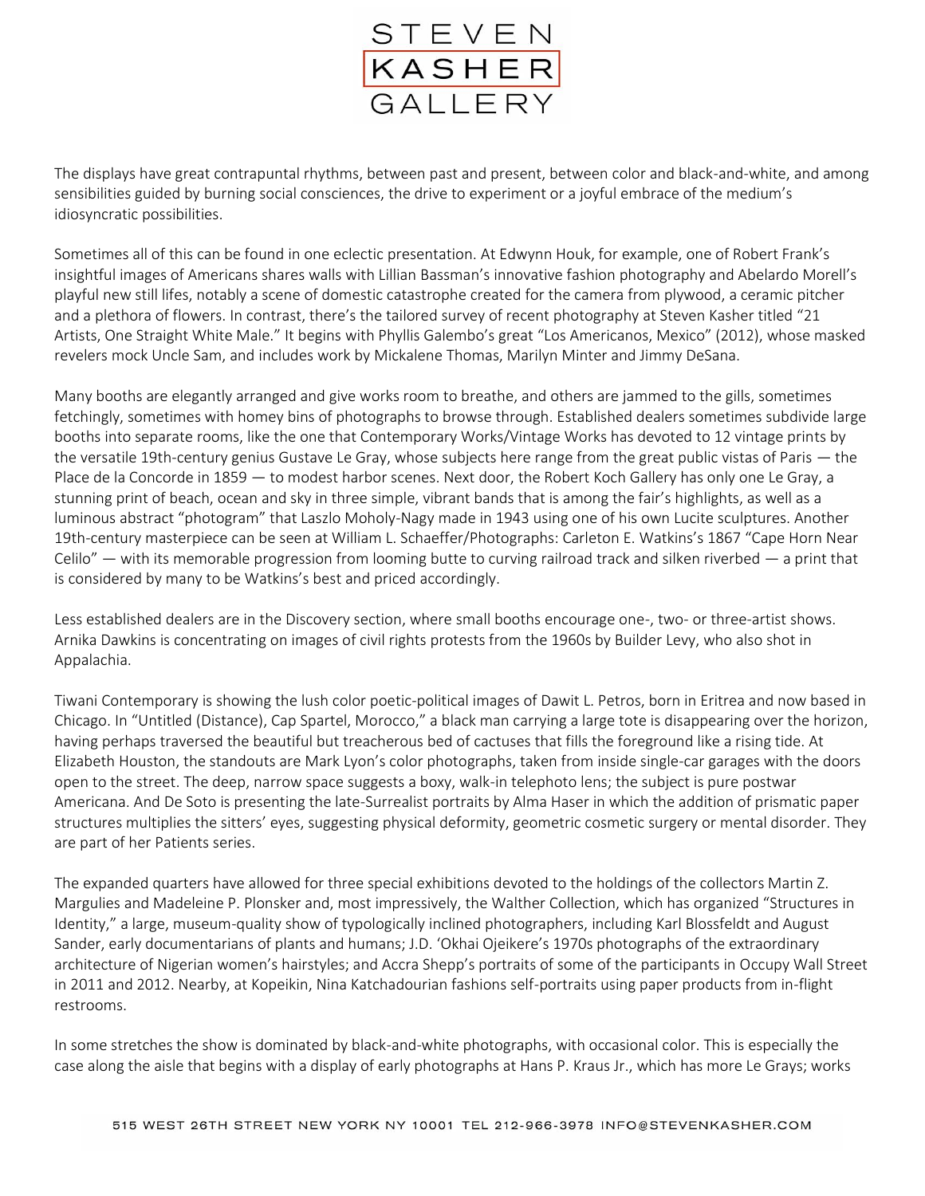The displays have great contrapuntal rhythms, between past and present, between color and black-and-white, and among sensibilities guided by burning social consciences, the drive to experiment or a joyful embrace of the medium's idiosyncratic possibilities.

Sometimes all of this can be found in one eclectic presentation. At Edwynn Houk, for example, one of Robert Frank's insightful images of Americans shares walls with Lillian Bassman's innovative fashion photography and Abelardo Morell's playful new still lifes, notably a scene of domestic catastrophe created for the camera from plywood, a ceramic pitcher and a plethora of flowers. In contrast, there's the tailored survey of recent photography at Steven Kasher titled "21 Artists, One Straight White Male." It begins with Phyllis Galembo's great "Los Americanos, Mexico" (2012), whose masked revelers mock Uncle Sam, and includes work by Mickalene Thomas, Marilyn Minter and Jimmy DeSana.

Many booths are elegantly arranged and give works room to breathe, and others are jammed to the gills, sometimes fetchingly, sometimes with homey bins of photographs to browse through. Established dealers sometimes subdivide large booths into separate rooms, like the one that Contemporary Works/Vintage Works has devoted to 12 vintage prints by the versatile 19th-century genius Gustave Le Gray, whose subjects here range from the great public vistas of Paris — the Place de la Concorde in 1859 — to modest harbor scenes. Next door, the Robert Koch Gallery has only one Le Gray, a stunning print of beach, ocean and sky in three simple, vibrant bands that is among the fair's highlights, as well as a luminous abstract "photogram" that Laszlo Moholy-Nagy made in 1943 using one of his own Lucite sculptures. Another 19th-century masterpiece can be seen at William L. Schaeffer/Photographs: Carleton E. Watkins's 1867 "Cape Horn Near Celilo" — with its memorable progression from looming butte to curving railroad track and silken riverbed — a print that is considered by many to be Watkins's best and priced accordingly.

Less established dealers are in the Discovery section, where small booths encourage one-, two- or three-artist shows. Arnika Dawkins is concentrating on images of civil rights protests from the 1960s by Builder Levy, who also shot in Appalachia.

Tiwani Contemporary is showing the lush color poetic-political images of Dawit L. Petros, born in Eritrea and now based in Chicago. In "Untitled (Distance), Cap Spartel, Morocco," a black man carrying a large tote is disappearing over the horizon, having perhaps traversed the beautiful but treacherous bed of cactuses that fills the foreground like a rising tide. At Elizabeth Houston, the standouts are Mark Lyon's color photographs, taken from inside single-car garages with the doors open to the street. The deep, narrow space suggests a boxy, walk-in telephoto lens; the subject is pure postwar Americana. And De Soto is presenting the late-Surrealist portraits by Alma Haser in which the addition of prismatic paper structures multiplies the sitters' eyes, suggesting physical deformity, geometric cosmetic surgery or mental disorder. They are part of her Patients series.

The expanded quarters have allowed for three special exhibitions devoted to the holdings of the collectors Martin Z. Margulies and Madeleine P. Plonsker and, most impressively, the Walther Collection, which has organized "Structures in Identity," a large, museum-quality show of typologically inclined photographers, including Karl Blossfeldt and August Sander, early documentarians of plants and humans; J.D. 'Okhai Ojeikere's 1970s photographs of the extraordinary architecture of Nigerian women's hairstyles; and Accra Shepp's portraits of some of the participants in Occupy Wall Street in 2011 and 2012. Nearby, at Kopeikin, Nina Katchadourian fashions self-portraits using paper products from in-flight restrooms.

In some stretches the show is dominated by black-and-white photographs, with occasional color. This is especially the case along the aisle that begins with a display of early photographs at Hans P. Kraus Jr., which has more Le Grays; works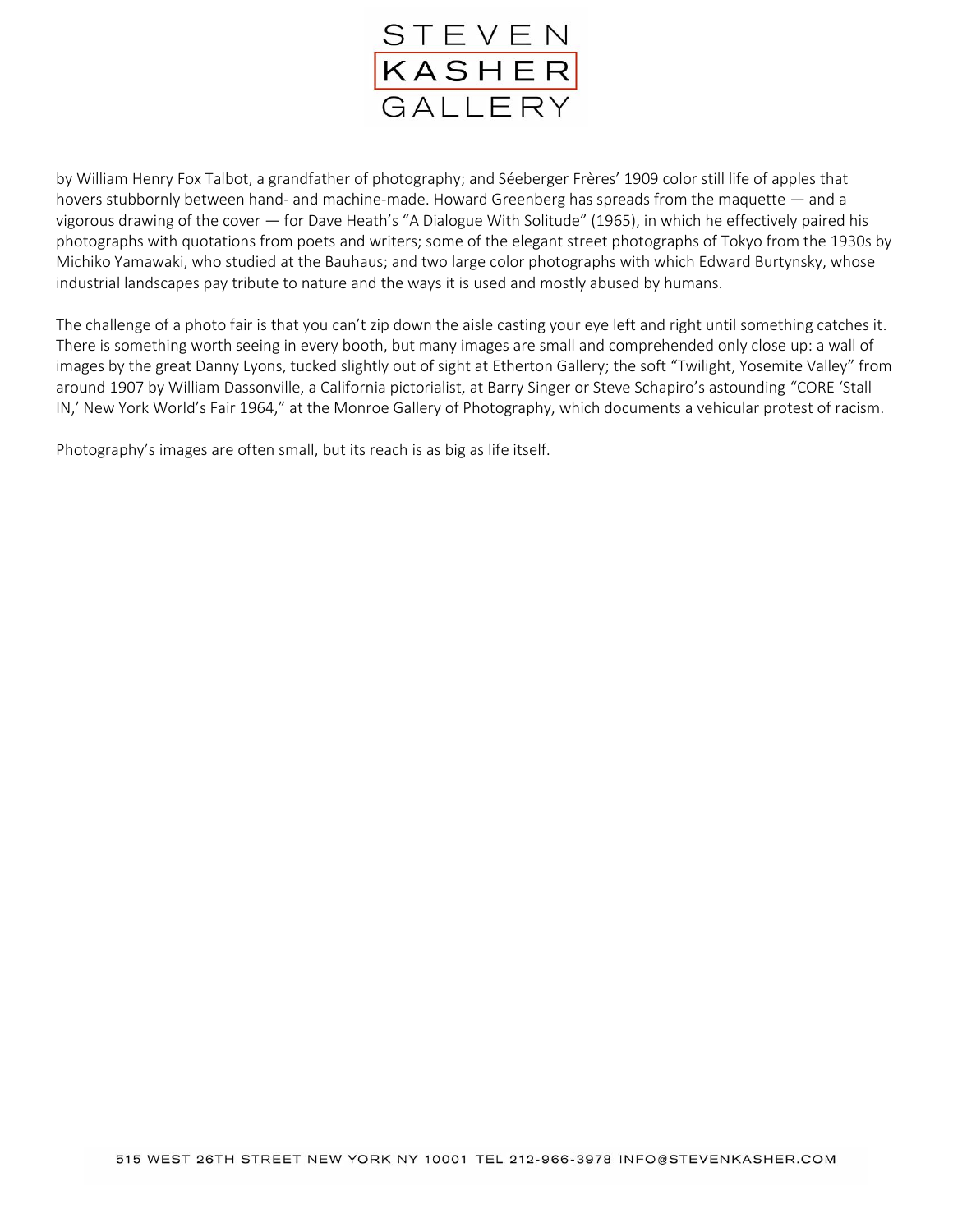by William Henry Fox Talbot, a grandfather of photography; and Séeberger Frères' 1909 color still life of apples that hovers stubbornly between hand- and machine-made. Howard Greenberg has spreads from the maquette — and a vigorous drawing of the cover — for Dave Heath's "A Dialogue With Solitude" (1965), in which he effectively paired his photographs with quotations from poets and writers; some of the elegant street photographs of Tokyo from the 1930s by Michiko Yamawaki, who studied at the Bauhaus; and two large color photographs with which Edward Burtynsky, whose industrial landscapes pay tribute to nature and the ways it is used and mostly abused by humans.

The challenge of a photo fair is that you can't zip down the aisle casting your eye left and right until something catches it. There is something worth seeing in every booth, but many images are small and comprehended only close up: a wall of images by the great Danny Lyons, tucked slightly out of sight at Etherton Gallery; the soft "Twilight, Yosemite Valley" from around 1907 by William Dassonville, a California pictorialist, at Barry Singer or Steve Schapiro's astounding "CORE 'Stall IN,' New York World's Fair 1964," at the Monroe Gallery of Photography, which documents a vehicular protest of racism.

Photography's images are often small, but its reach is as big as life itself.